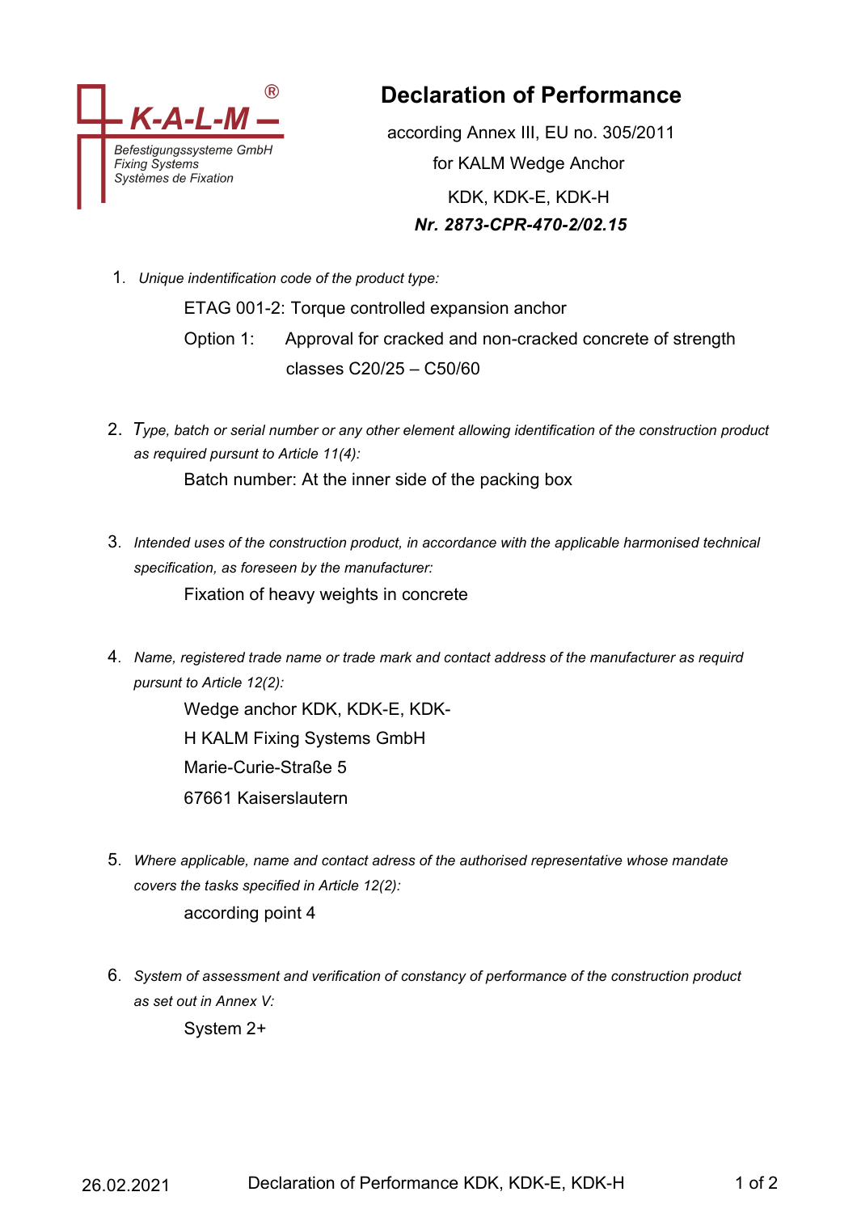K-A-L-M®
Befestigungssysteme GmbH
Fixing Systems
Systèmes de Fixation

# Declaration of Performance

according Annex III, EU no. 305/2011

for KALM Wedge Anchor

KDK, KDK-E, KDK-H

***Nr. 2873-CPR-470-2/02.15***

1. *Unique indentification code of the product type:*

   ETAG 001-2: Torque controlled expansion anchor

   Option 1: Approval for cracked and non-cracked concrete of strength classes C20/25 – C50/60

2. *Type, batch or serial number or any other element allowing identification of the construction product as required pursunt to Article 11(4):*

   Batch number: At the inner side of the packing box

3. *Intended uses of the construction product, in accordance with the applicable harmonised technical specification, as foreseen by the manufacturer:*

   Fixation of heavy weights in concrete

4. *Name, registered trade name or trade mark and contact address of the manufacturer as requird pursunt to Article 12(2):*

   Wedge anchor KDK, KDK-E, KDK-H KALM Fixing Systems GmbH
   Marie-Curie-Straße 5
   67661 Kaiserslautern

5. *Where applicable, name and contact adress of the authorised representative whose mandate covers the tasks specified in Article 12(2):*

   according point 4

6. *System of assessment and verification of constancy of performance of the construction product as set out in Annex V:*

   System 2+

26.02.2021 Declaration of Performance KDK, KDK-E, KDK-H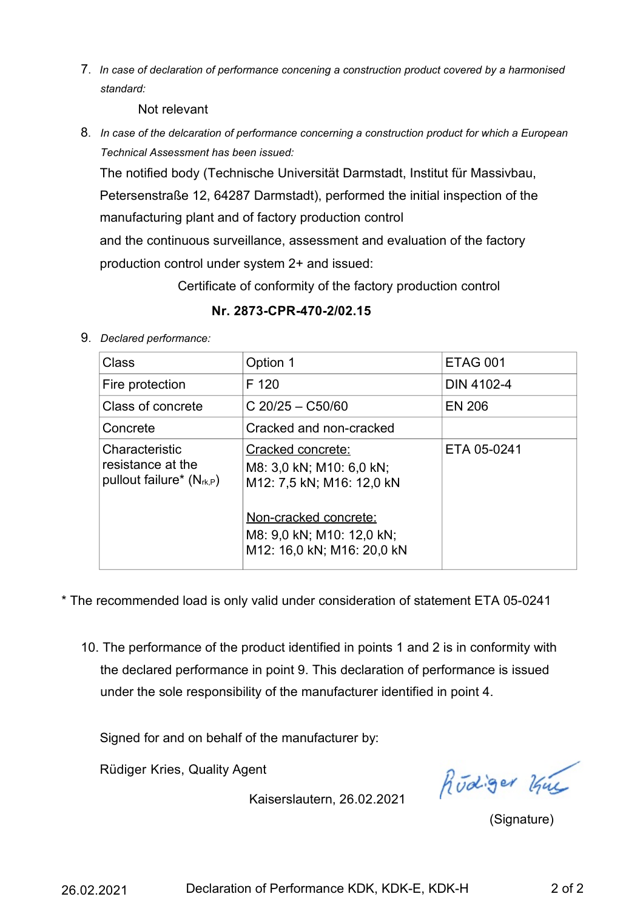7. *In case of declaration of performance concening a construction product covered by a harmonised standard:*

   Not relevant

8. *In case of the delcaration of performance concerning a construction product for which a European Technical Assessment has been issued:*

   The notified body (Technische Universität Darmstadt, Institut für Massivbau, Petersenstraße 12, 64287 Darmstadt), performed the initial inspection of the manufacturing plant and of factory production control
   and the continuous surveillance, assessment and evaluation of the factory production control under system 2+ and issued:

   Certificate of conformity of the factory production control

   **Nr. 2873-CPR-470-2/02.15**

9. *Declared performance:*

| | | |
|---|---|---|
| Class | Option 1 | ETAG 001 |
| Fire protection | F 120 | DIN 4102-4 |
| Class of concrete | C 20/25 – C50/60 | EN 206 |
| Concrete | Cracked and non-cracked | |
| Characteristic resistance at the pullout failure* ($N_{rk,P}$) | Cracked concrete:<br>M8: 3,0 kN; M10: 6,0 kN;<br>M12: 7,5 kN; M16: 12,0 kN<br><br>Non-cracked concrete:<br>M8: 9,0 kN; M10: 12,0 kN;<br>M12: 16,0 kN; M16: 20,0 kN | ETA 05-0241 |

* The recommended load is only valid under consideration of statement ETA 05-0241

10. The performance of the product identified in points 1 and 2 is in conformity with the declared performance in point 9. This declaration of performance is issued under the sole responsibility of the manufacturer identified in point 4.

Signed for and on behalf of the manufacturer by:

Rüdiger Kries, Quality Agent

Kaiserslautern, 26.02.2021

Rüdiger Kries

(Signature)